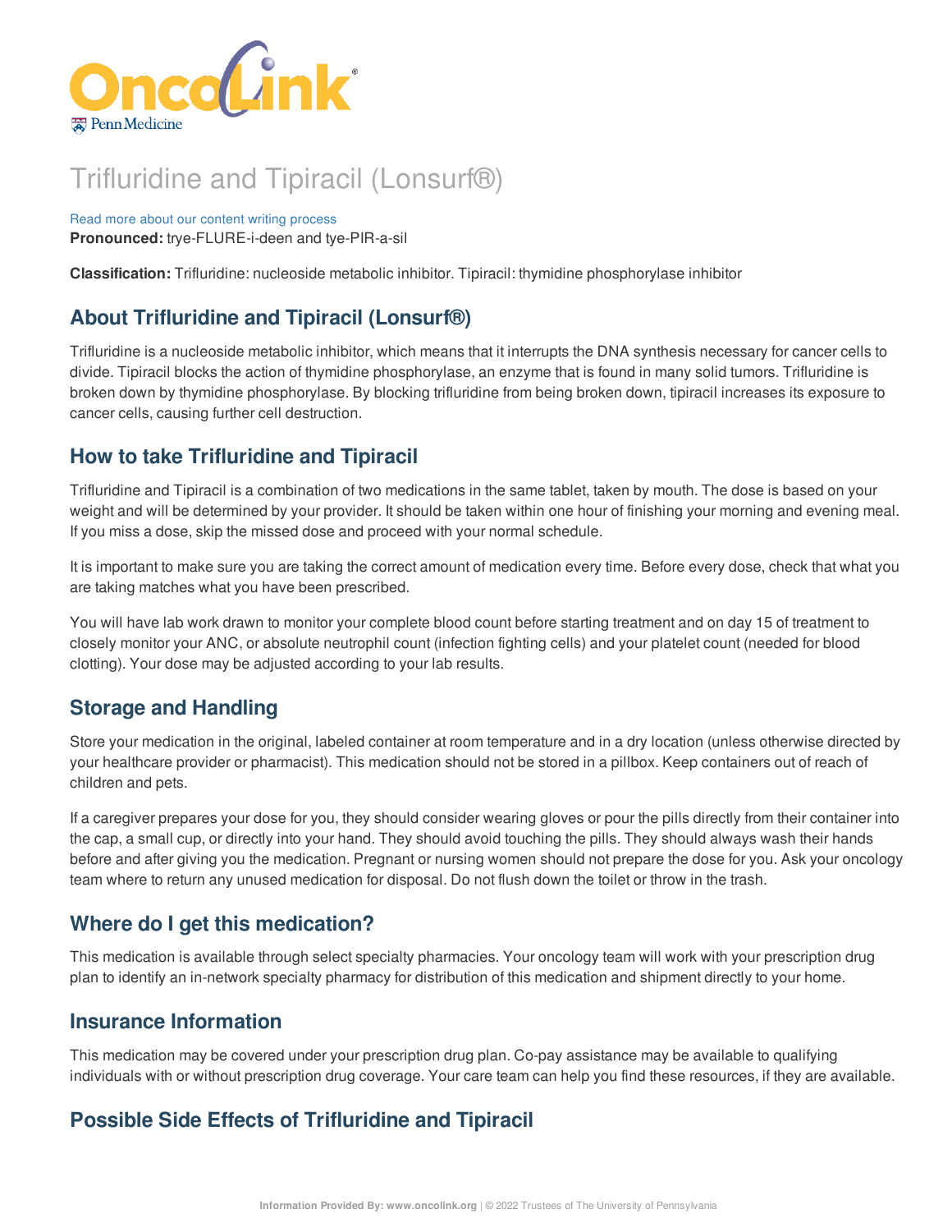# Trifluridine and Tipiracil (Lonsurf®)

Read more about our content writing process

**Pronounced:** trye-FLURE-i-deen and tye-PIR-a-sil

**Classification:** Trifluridine: nucleoside metabolic inhibitor. Tipiracil: thymidine phosphorylase inhibitor

## About Trifluridine and Tipiracil (Lonsurf®)

Trifluridine is a nucleoside metabolic inhibitor, which means that it interrupts the DNA synthesis necessary for cancer cells to divide. Tipiracil blocks the action of thymidine phosphorylase, an enzyme that is found in many solid tumors. Trifluridine is broken down by thymidine phosphorylase. By blocking trifluridine from being broken down, tipiracil increases its exposure to cancer cells, causing further cell destruction.

## How to take Trifluridine and Tipiracil

Trifluridine and Tipiracil is a combination of two medications in the same tablet, taken by mouth. The dose is based on your weight and will be determined by your provider. It should be taken within one hour of finishing your morning and evening meal. If you miss a dose, skip the missed dose and proceed with your normal schedule.

It is important to make sure you are taking the correct amount of medication every time. Before every dose, check that what you are taking matches what you have been prescribed.

You will have lab work drawn to monitor your complete blood count before starting treatment and on day 15 of treatment to closely monitor your ANC, or absolute neutrophil count (infection fighting cells) and your platelet count (needed for blood clotting). Your dose may be adjusted according to your lab results.

## Storage and Handling

Store your medication in the original, labeled container at room temperature and in a dry location (unless otherwise directed by your healthcare provider or pharmacist). This medication should not be stored in a pillbox. Keep containers out of reach of children and pets.

If a caregiver prepares your dose for you, they should consider wearing gloves or pour the pills directly from their container into the cap, a small cup, or directly into your hand. They should avoid touching the pills. They should always wash their hands before and after giving you the medication. Pregnant or nursing women should not prepare the dose for you. Ask your oncology team where to return any unused medication for disposal. Do not flush down the toilet or throw in the trash.

## Where do I get this medication?

This medication is available through select specialty pharmacies. Your oncology team will work with your prescription drug plan to identify an in-network specialty pharmacy for distribution of this medication and shipment directly to your home.

## Insurance Information

This medication may be covered under your prescription drug plan. Co-pay assistance may be available to qualifying individuals with or without prescription drug coverage. Your care team can help you find these resources, if they are available.

## Possible Side Effects of Trifluridine and Tipiracil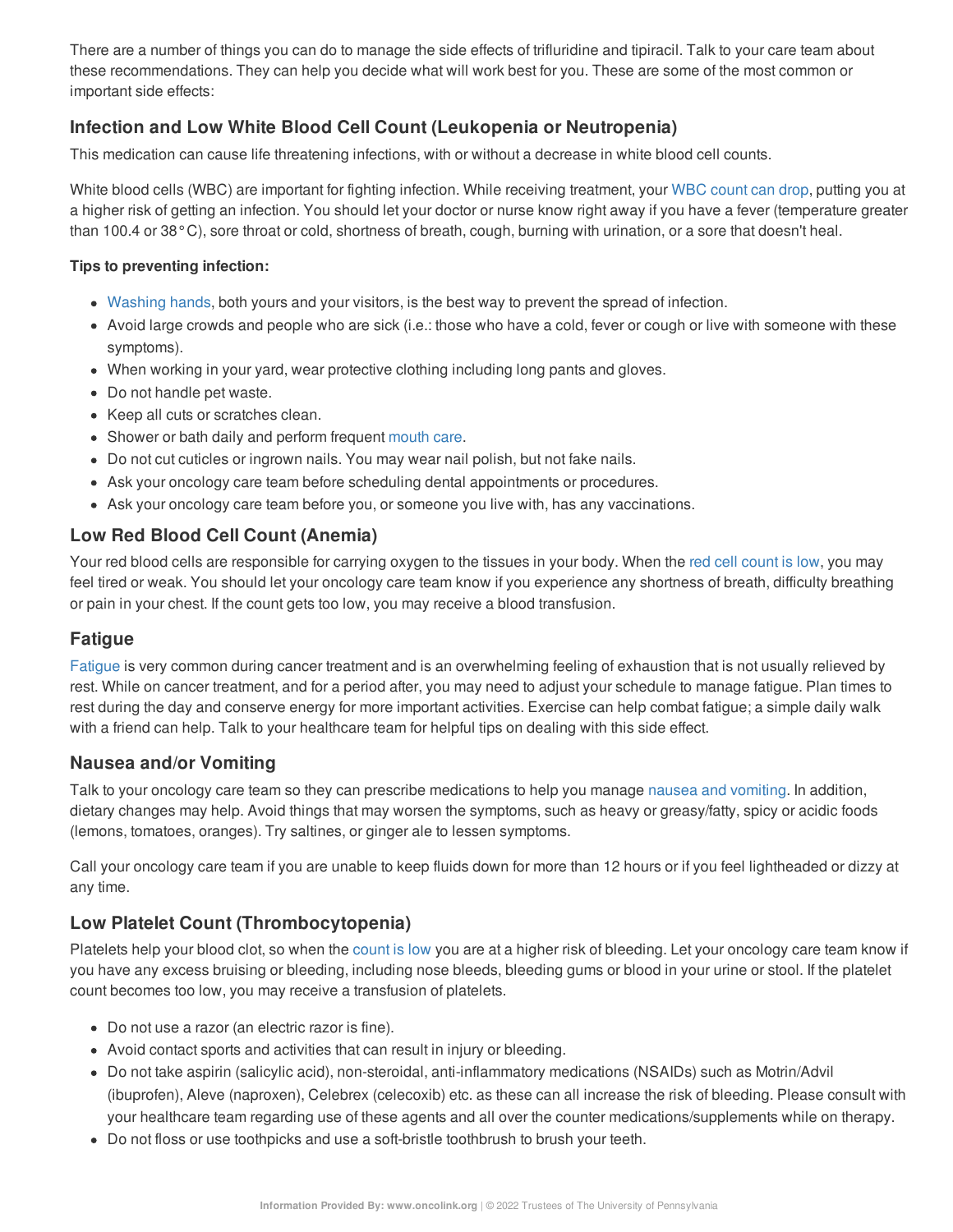There are a number of things you can do to manage the side effects of trifluridine and tipiracil. Talk to your care team about these recommendations. They can help you decide what will work best for you. These are some of the most common or important side effects:

## Infection and Low White Blood Cell Count (Leukopenia or Neutropenia)

This medication can cause life threatening infections, with or without a decrease in white blood cell counts.

White blood cells (WBC) are important for fighting infection. While receiving treatment, your WBC count can drop, putting you at a higher risk of getting an infection. You should let your doctor or nurse know right away if you have a fever (temperature greater than 100.4 or 38°C), sore throat or cold, shortness of breath, cough, burning with urination, or a sore that doesn't heal.

**Tips to preventing infection:**

- Washing hands, both yours and your visitors, is the best way to prevent the spread of infection.
- Avoid large crowds and people who are sick (i.e.: those who have a cold, fever or cough or live with someone with these symptoms).
- When working in your yard, wear protective clothing including long pants and gloves.
- Do not handle pet waste.
- Keep all cuts or scratches clean.
- Shower or bath daily and perform frequent mouth care.
- Do not cut cuticles or ingrown nails. You may wear nail polish, but not fake nails.
- Ask your oncology care team before scheduling dental appointments or procedures.
- Ask your oncology care team before you, or someone you live with, has any vaccinations.

## Low Red Blood Cell Count (Anemia)

Your red blood cells are responsible for carrying oxygen to the tissues in your body. When the red cell count is low, you may feel tired or weak. You should let your oncology care team know if you experience any shortness of breath, difficulty breathing or pain in your chest. If the count gets too low, you may receive a blood transfusion.

## Fatigue

Fatigue is very common during cancer treatment and is an overwhelming feeling of exhaustion that is not usually relieved by rest. While on cancer treatment, and for a period after, you may need to adjust your schedule to manage fatigue. Plan times to rest during the day and conserve energy for more important activities. Exercise can help combat fatigue; a simple daily walk with a friend can help. Talk to your healthcare team for helpful tips on dealing with this side effect.

## Nausea and/or Vomiting

Talk to your oncology care team so they can prescribe medications to help you manage nausea and vomiting. In addition, dietary changes may help. Avoid things that may worsen the symptoms, such as heavy or greasy/fatty, spicy or acidic foods (lemons, tomatoes, oranges). Try saltines, or ginger ale to lessen symptoms.

Call your oncology care team if you are unable to keep fluids down for more than 12 hours or if you feel lightheaded or dizzy at any time.

## Low Platelet Count (Thrombocytopenia)

Platelets help your blood clot, so when the count is low you are at a higher risk of bleeding. Let your oncology care team know if you have any excess bruising or bleeding, including nose bleeds, bleeding gums or blood in your urine or stool. If the platelet count becomes too low, you may receive a transfusion of platelets.

- Do not use a razor (an electric razor is fine).
- Avoid contact sports and activities that can result in injury or bleeding.
- Do not take aspirin (salicylic acid), non-steroidal, anti-inflammatory medications (NSAIDs) such as Motrin/Advil (ibuprofen), Aleve (naproxen), Celebrex (celecoxib) etc. as these can all increase the risk of bleeding. Please consult with your healthcare team regarding use of these agents and all over the counter medications/supplements while on therapy.
- Do not floss or use toothpicks and use a soft-bristle toothbrush to brush your teeth.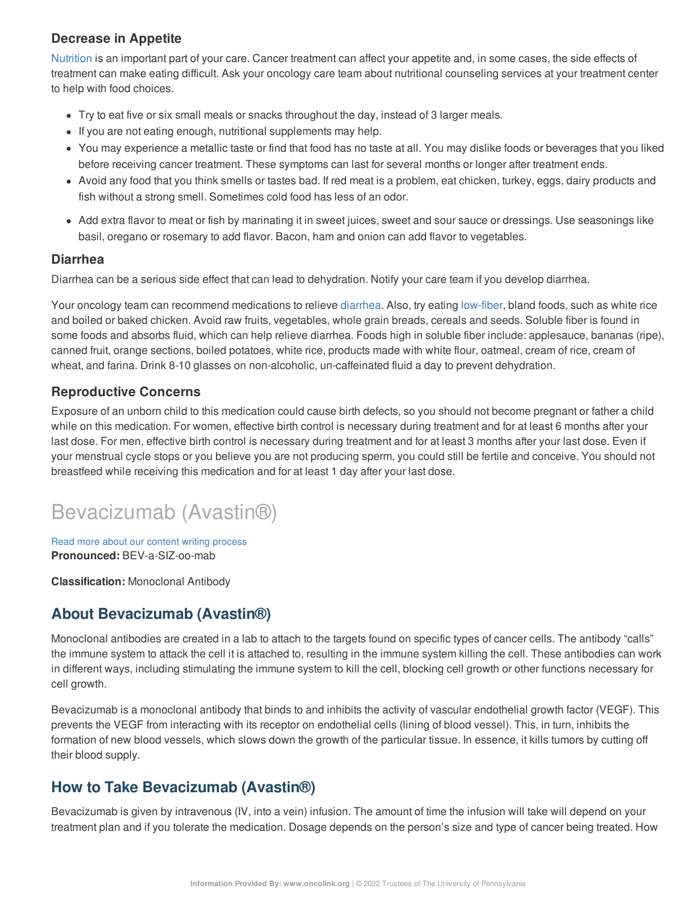### Decrease in Appetite

Nutrition is an important part of your care. Cancer treatment can affect your appetite and, in some cases, the side effects of treatment can make eating difficult. Ask your oncology care team about nutritional counseling services at your treatment center to help with food choices.

- Try to eat five or six small meals or snacks throughout the day, instead of 3 larger meals.
- If you are not eating enough, nutritional supplements may help.
- You may experience a metallic taste or find that food has no taste at all. You may dislike foods or beverages that you liked before receiving cancer treatment. These symptoms can last for several months or longer after treatment ends.
- Avoid any food that you think smells or tastes bad. If red meat is a problem, eat chicken, turkey, eggs, dairy products and fish without a strong smell. Sometimes cold food has less of an odor.
- Add extra flavor to meat or fish by marinating it in sweet juices, sweet and sour sauce or dressings. Use seasonings like basil, oregano or rosemary to add flavor. Bacon, ham and onion can add flavor to vegetables.

### Diarrhea

Diarrhea can be a serious side effect that can lead to dehydration. Notify your care team if you develop diarrhea.

Your oncology team can recommend medications to relieve diarrhea. Also, try eating low-fiber, bland foods, such as white rice and boiled or baked chicken. Avoid raw fruits, vegetables, whole grain breads, cereals and seeds. Soluble fiber is found in some foods and absorbs fluid, which can help relieve diarrhea. Foods high in soluble fiber include: applesauce, bananas (ripe), canned fruit, orange sections, boiled potatoes, white rice, products made with white flour, oatmeal, cream of rice, cream of wheat, and farina. Drink 8-10 glasses on non-alcoholic, un-caffeinated fluid a day to prevent dehydration.

### Reproductive Concerns

Exposure of an unborn child to this medication could cause birth defects, so you should not become pregnant or father a child while on this medication. For women, effective birth control is necessary during treatment and for at least 6 months after your last dose. For men, effective birth control is necessary during treatment and for at least 3 months after your last dose. Even if your menstrual cycle stops or you believe you are not producing sperm, you could still be fertile and conceive. You should not breastfeed while receiving this medication and for at least 1 day after your last dose.

# Bevacizumab (Avastin®)

Read more about our content writing process

**Pronounced:** BEV-a-SIZ-oo-mab

**Classification:** Monoclonal Antibody

## About Bevacizumab (Avastin®)

Monoclonal antibodies are created in a lab to attach to the targets found on specific types of cancer cells. The antibody "calls" the immune system to attack the cell it is attached to, resulting in the immune system killing the cell. These antibodies can work in different ways, including stimulating the immune system to kill the cell, blocking cell growth or other functions necessary for cell growth.

Bevacizumab is a monoclonal antibody that binds to and inhibits the activity of vascular endothelial growth factor (VEGF). This prevents the VEGF from interacting with its receptor on endothelial cells (lining of blood vessel). This, in turn, inhibits the formation of new blood vessels, which slows down the growth of the particular tissue. In essence, it kills tumors by cutting off their blood supply.

## How to Take Bevacizumab (Avastin®)

Bevacizumab is given by intravenous (IV, into a vein) infusion. The amount of time the infusion will take will depend on your treatment plan and if you tolerate the medication. Dosage depends on the person's size and type of cancer being treated. How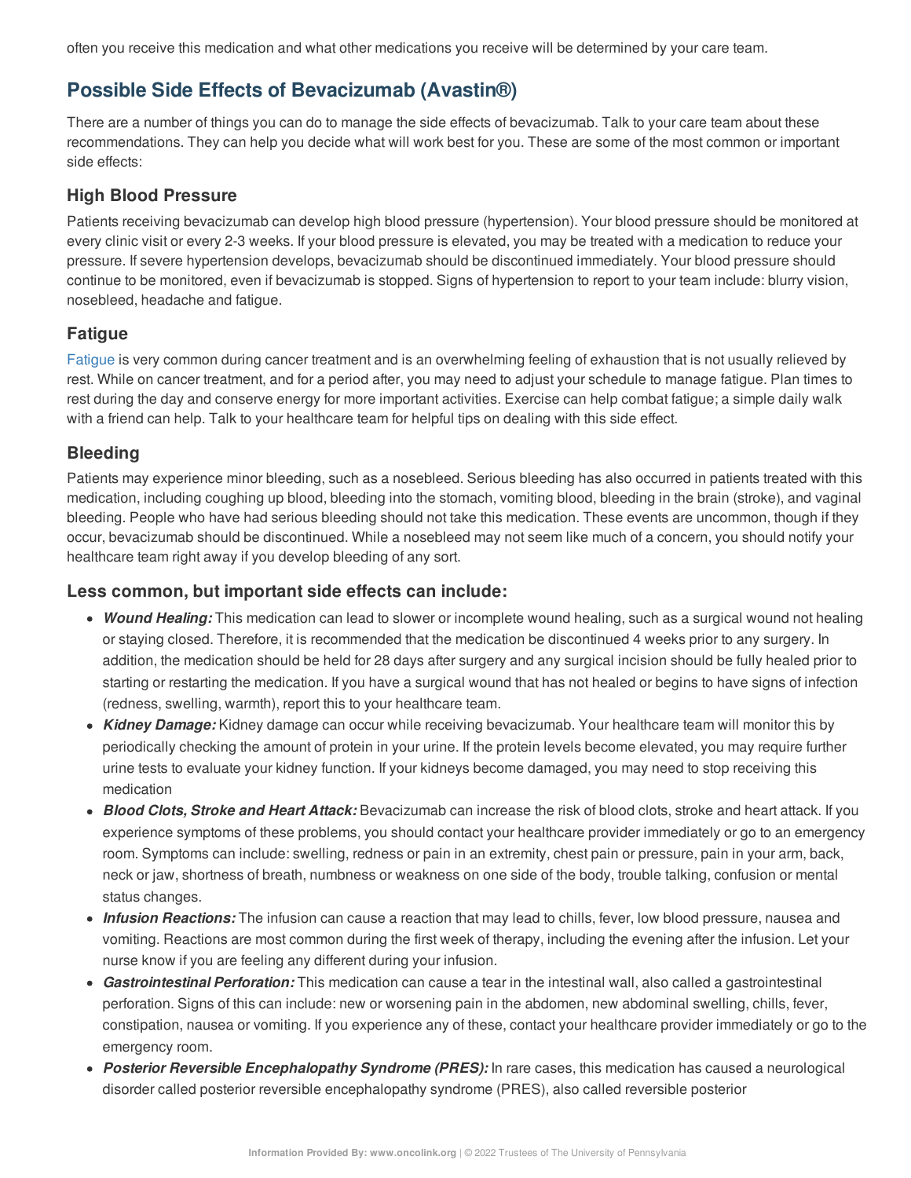often you receive this medication and what other medications you receive will be determined by your care team.

## Possible Side Effects of Bevacizumab (Avastin®)

There are a number of things you can do to manage the side effects of bevacizumab. Talk to your care team about these recommendations. They can help you decide what will work best for you. These are some of the most common or important side effects:

### High Blood Pressure

Patients receiving bevacizumab can develop high blood pressure (hypertension). Your blood pressure should be monitored at every clinic visit or every 2-3 weeks. If your blood pressure is elevated, you may be treated with a medication to reduce your pressure. If severe hypertension develops, bevacizumab should be discontinued immediately. Your blood pressure should continue to be monitored, even if bevacizumab is stopped. Signs of hypertension to report to your team include: blurry vision, nosebleed, headache and fatigue.

### Fatigue

Fatigue is very common during cancer treatment and is an overwhelming feeling of exhaustion that is not usually relieved by rest. While on cancer treatment, and for a period after, you may need to adjust your schedule to manage fatigue. Plan times to rest during the day and conserve energy for more important activities. Exercise can help combat fatigue; a simple daily walk with a friend can help. Talk to your healthcare team for helpful tips on dealing with this side effect.

### Bleeding

Patients may experience minor bleeding, such as a nosebleed. Serious bleeding has also occurred in patients treated with this medication, including coughing up blood, bleeding into the stomach, vomiting blood, bleeding in the brain (stroke), and vaginal bleeding. People who have had serious bleeding should not take this medication. These events are uncommon, though if they occur, bevacizumab should be discontinued. While a nosebleed may not seem like much of a concern, you should notify your healthcare team right away if you develop bleeding of any sort.

### Less common, but important side effects can include:

- ***Wound Healing:*** This medication can lead to slower or incomplete wound healing, such as a surgical wound not healing or staying closed. Therefore, it is recommended that the medication be discontinued 4 weeks prior to any surgery. In addition, the medication should be held for 28 days after surgery and any surgical incision should be fully healed prior to starting or restarting the medication. If you have a surgical wound that has not healed or begins to have signs of infection (redness, swelling, warmth), report this to your healthcare team.
- ***Kidney Damage:*** Kidney damage can occur while receiving bevacizumab. Your healthcare team will monitor this by periodically checking the amount of protein in your urine. If the protein levels become elevated, you may require further urine tests to evaluate your kidney function. If your kidneys become damaged, you may need to stop receiving this medication
- ***Blood Clots, Stroke and Heart Attack:*** Bevacizumab can increase the risk of blood clots, stroke and heart attack. If you experience symptoms of these problems, you should contact your healthcare provider immediately or go to an emergency room. Symptoms can include: swelling, redness or pain in an extremity, chest pain or pressure, pain in your arm, back, neck or jaw, shortness of breath, numbness or weakness on one side of the body, trouble talking, confusion or mental status changes.
- ***Infusion Reactions:*** The infusion can cause a reaction that may lead to chills, fever, low blood pressure, nausea and vomiting. Reactions are most common during the first week of therapy, including the evening after the infusion. Let your nurse know if you are feeling any different during your infusion.
- ***Gastrointestinal Perforation:*** This medication can cause a tear in the intestinal wall, also called a gastrointestinal perforation. Signs of this can include: new or worsening pain in the abdomen, new abdominal swelling, chills, fever, constipation, nausea or vomiting. If you experience any of these, contact your healthcare provider immediately or go to the emergency room.
- ***Posterior Reversible Encephalopathy Syndrome (PRES):*** In rare cases, this medication has caused a neurological disorder called posterior reversible encephalopathy syndrome (PRES), also called reversible posterior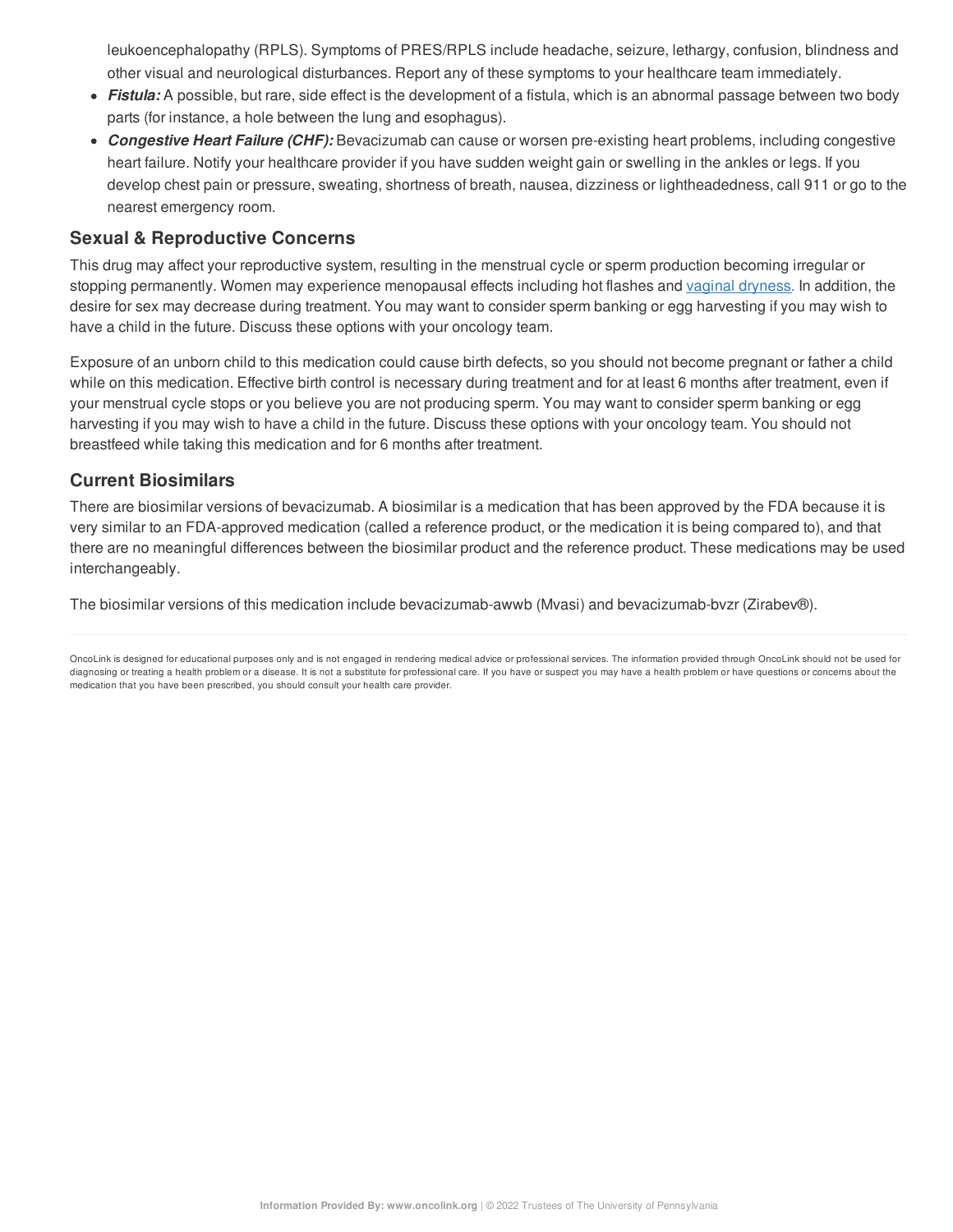leukoencephalopathy (RPLS). Symptoms of PRES/RPLS include headache, seizure, lethargy, confusion, blindness and other visual and neurological disturbances. Report any of these symptoms to your healthcare team immediately.

- ***Fistula:*** A possible, but rare, side effect is the development of a fistula, which is an abnormal passage between two body parts (for instance, a hole between the lung and esophagus).
- ***Congestive Heart Failure (CHF):*** Bevacizumab can cause or worsen pre-existing heart problems, including congestive heart failure. Notify your healthcare provider if you have sudden weight gain or swelling in the ankles or legs. If you develop chest pain or pressure, sweating, shortness of breath, nausea, dizziness or lightheadedness, call 911 or go to the nearest emergency room.

## Sexual & Reproductive Concerns

This drug may affect your reproductive system, resulting in the menstrual cycle or sperm production becoming irregular or stopping permanently. Women may experience menopausal effects including hot flashes and vaginal dryness. In addition, the desire for sex may decrease during treatment. You may want to consider sperm banking or egg harvesting if you may wish to have a child in the future. Discuss these options with your oncology team.

Exposure of an unborn child to this medication could cause birth defects, so you should not become pregnant or father a child while on this medication. Effective birth control is necessary during treatment and for at least 6 months after treatment, even if your menstrual cycle stops or you believe you are not producing sperm. You may want to consider sperm banking or egg harvesting if you may wish to have a child in the future. Discuss these options with your oncology team. You should not breastfeed while taking this medication and for 6 months after treatment.

## Current Biosimilars

There are biosimilar versions of bevacizumab. A biosimilar is a medication that has been approved by the FDA because it is very similar to an FDA-approved medication (called a reference product, or the medication it is being compared to), and that there are no meaningful differences between the biosimilar product and the reference product. These medications may be used interchangeably.

The biosimilar versions of this medication include bevacizumab-awwb (Mvasi) and bevacizumab-bvzr (Zirabev®).

---

OncoLink is designed for educational purposes only and is not engaged in rendering medical advice or professional services. The information provided through OncoLink should not be used for diagnosing or treating a health problem or a disease. It is not a substitute for professional care. If you have or suspect you may have a health problem or have questions or concerns about the medication that you have been prescribed, you should consult your health care provider.

**Information Provided By: www.oncolink.org** | © 2022 Trustees of The University of Pennsylvania